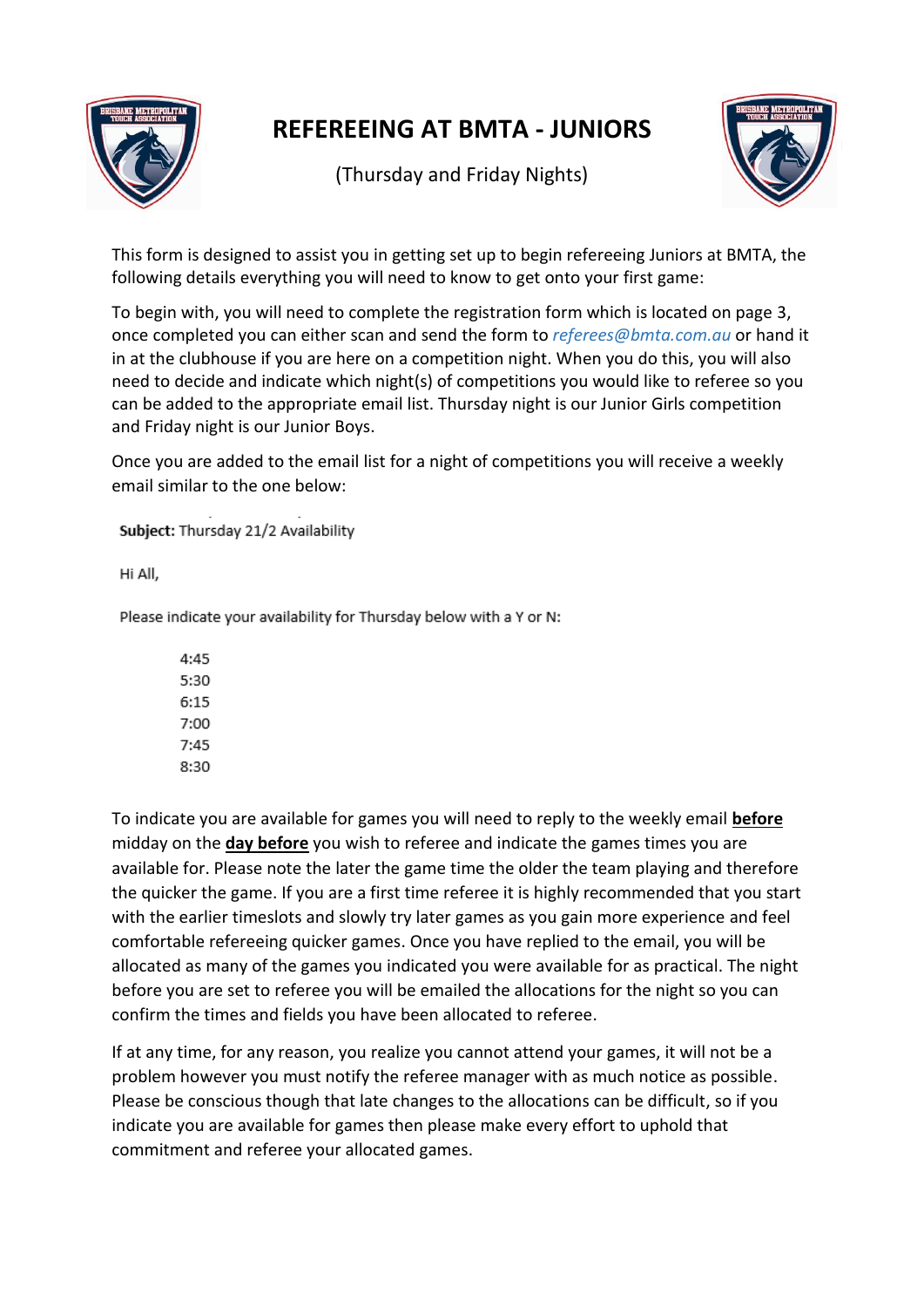# REFEREEING AT BMTA - JUNIORS

(Thursday and Friday Nights)

This form is designed to assist you in getting set up to begin refereeing Juniors at BMTA, the following details everything you will need to know to get onto your first game:

To begin with, you will need to complete the registration form which is located on page 3, once completed you can either scan and send the form to *referees@bmta.com.au* or hand it in at the clubhouse if you are here on a competition night. When you do this, you will also need to decide and indicate which night(s) of competitions you would like to referee so you can be added to the appropriate email list. Thursday night is our Junior Girls competition and Friday night is our Junior Boys.

Once you are added to the email list for a night of competitions you will receive a weekly email similar to the one below:

**Subject:** Thursday 21/2 Availability

Hi All,

Please indicate your availability for Thursday below with a Y or N:

> 4:45
> 5:30
> 6:15
> 7:00
> 7:45
> 8:30

To indicate you are available for games you will need to reply to the weekly email **before** midday on the **day before** you wish to referee and indicate the games times you are available for. Please note the later the game time the older the team playing and therefore the quicker the game. If you are a first time referee it is highly recommended that you start with the earlier timeslots and slowly try later games as you gain more experience and feel comfortable refereeing quicker games. Once you have replied to the email, you will be allocated as many of the games you indicated you were available for as practical. The night before you are set to referee you will be emailed the allocations for the night so you can confirm the times and fields you have been allocated to referee.

If at any time, for any reason, you realize you cannot attend your games, it will not be a problem however you must notify the referee manager with as much notice as possible. Please be conscious though that late changes to the allocations can be difficult, so if you indicate you are available for games then please make every effort to uphold that commitment and referee your allocated games.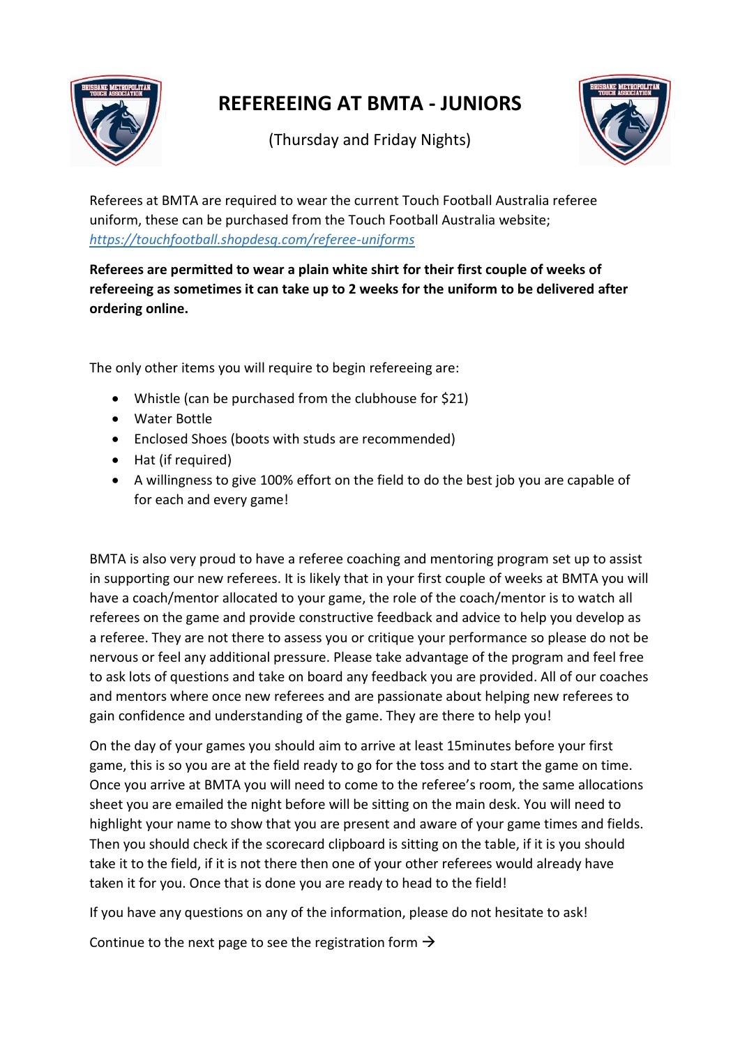# REFEREEING AT BMTA - JUNIORS

(Thursday and Friday Nights)

Referees at BMTA are required to wear the current Touch Football Australia referee uniform, these can be purchased from the Touch Football Australia website; *https://touchfootball.shopdesq.com/referee-uniforms*

**Referees are permitted to wear a plain white shirt for their first couple of weeks of refereeing as sometimes it can take up to 2 weeks for the uniform to be delivered after ordering online.**

The only other items you will require to begin refereeing are:

- Whistle (can be purchased from the clubhouse for $21)
- Water Bottle
- Enclosed Shoes (boots with studs are recommended)
- Hat (if required)
- A willingness to give 100% effort on the field to do the best job you are capable of for each and every game!

BMTA is also very proud to have a referee coaching and mentoring program set up to assist in supporting our new referees. It is likely that in your first couple of weeks at BMTA you will have a coach/mentor allocated to your game, the role of the coach/mentor is to watch all referees on the game and provide constructive feedback and advice to help you develop as a referee. They are not there to assess you or critique your performance so please do not be nervous or feel any additional pressure. Please take advantage of the program and feel free to ask lots of questions and take on board any feedback you are provided. All of our coaches and mentors where once new referees and are passionate about helping new referees to gain confidence and understanding of the game. They are there to help you!

On the day of your games you should aim to arrive at least 15minutes before your first game, this is so you are at the field ready to go for the toss and to start the game on time. Once you arrive at BMTA you will need to come to the referee's room, the same allocations sheet you are emailed the night before will be sitting on the main desk. You will need to highlight your name to show that you are present and aware of your game times and fields. Then you should check if the scorecard clipboard is sitting on the table, if it is you should take it to the field, if it is not there then one of your other referees would already have taken it for you. Once that is done you are ready to head to the field!

If you have any questions on any of the information, please do not hesitate to ask!

Continue to the next page to see the registration form →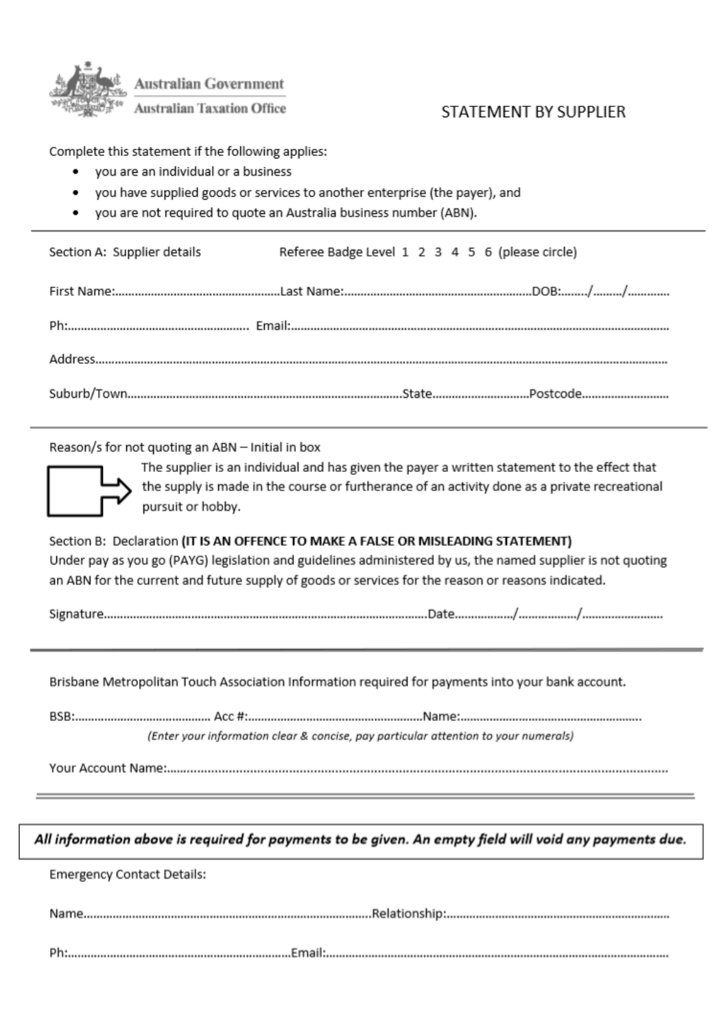Australian Government
Australian Taxation Office

# STATEMENT BY SUPPLIER

Complete this statement if the following applies:

- you are an individual or a business
- you have supplied goods or services to another enterprise (the payer), and
- you are not required to quote an Australia business number (ABN).

---

Section A: Supplier details Referee Badge Level 1 2 3 4 5 6 (please circle)

First Name:............................................Last Name:................................................DOB:......../........./............

Ph:............................................... Email:..........................................................................................................

Address.........................................................................................................................................................

Suburb/Town........................................................................State.............................Postcode..........................

---

Reason/s for not quoting an ABN – Initial in box

The supplier is an individual and has given the payer a written statement to the effect that the supply is made in the course or furtherance of an activity done as a private recreational pursuit or hobby.

Section B: Declaration **(IT IS AN OFFENCE TO MAKE A FALSE OR MISLEADING STATEMENT)**
Under pay as you go (PAYG) legislation and guidelines administered by us, the named supplier is not quoting an ABN for the current and future supply of goods or services for the reason or reasons indicated.

Signature..............................................................................................Date................./................./........................

---

Brisbane Metropolitan Touch Association Information required for payments into your bank account.

BSB:......................................... Acc #:.....................................................Name:........................................................

*(Enter your information clear & concise, pay particular attention to your numerals)*

Your Account Name:.........................................................................................................................................

---

***All information above is required for payments to be given. An empty field will void any payments due.***

Emergency Contact Details:

Name.....................................................................................................Relationship:..................................................................

Ph:...........................................................................Email:.............................................................................................